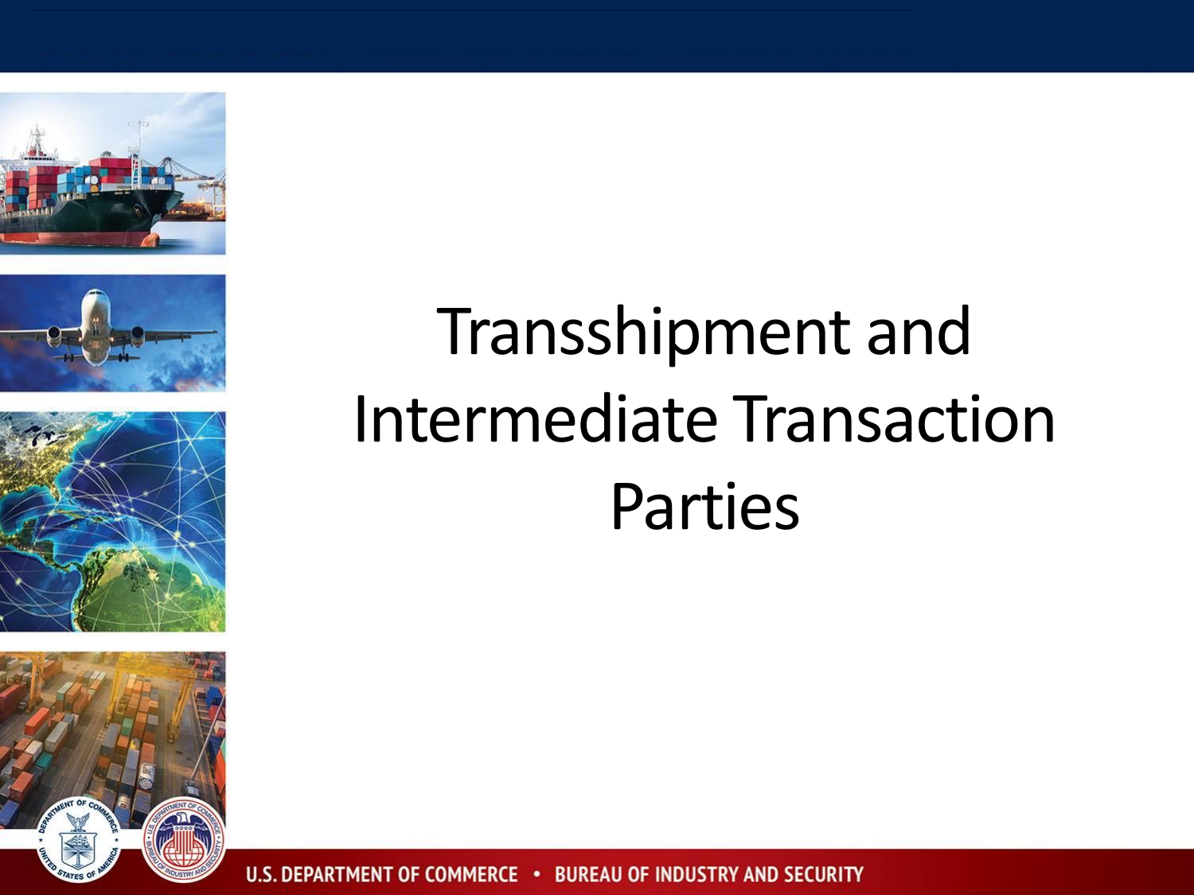# Transshipment and Intermediate Transaction Parties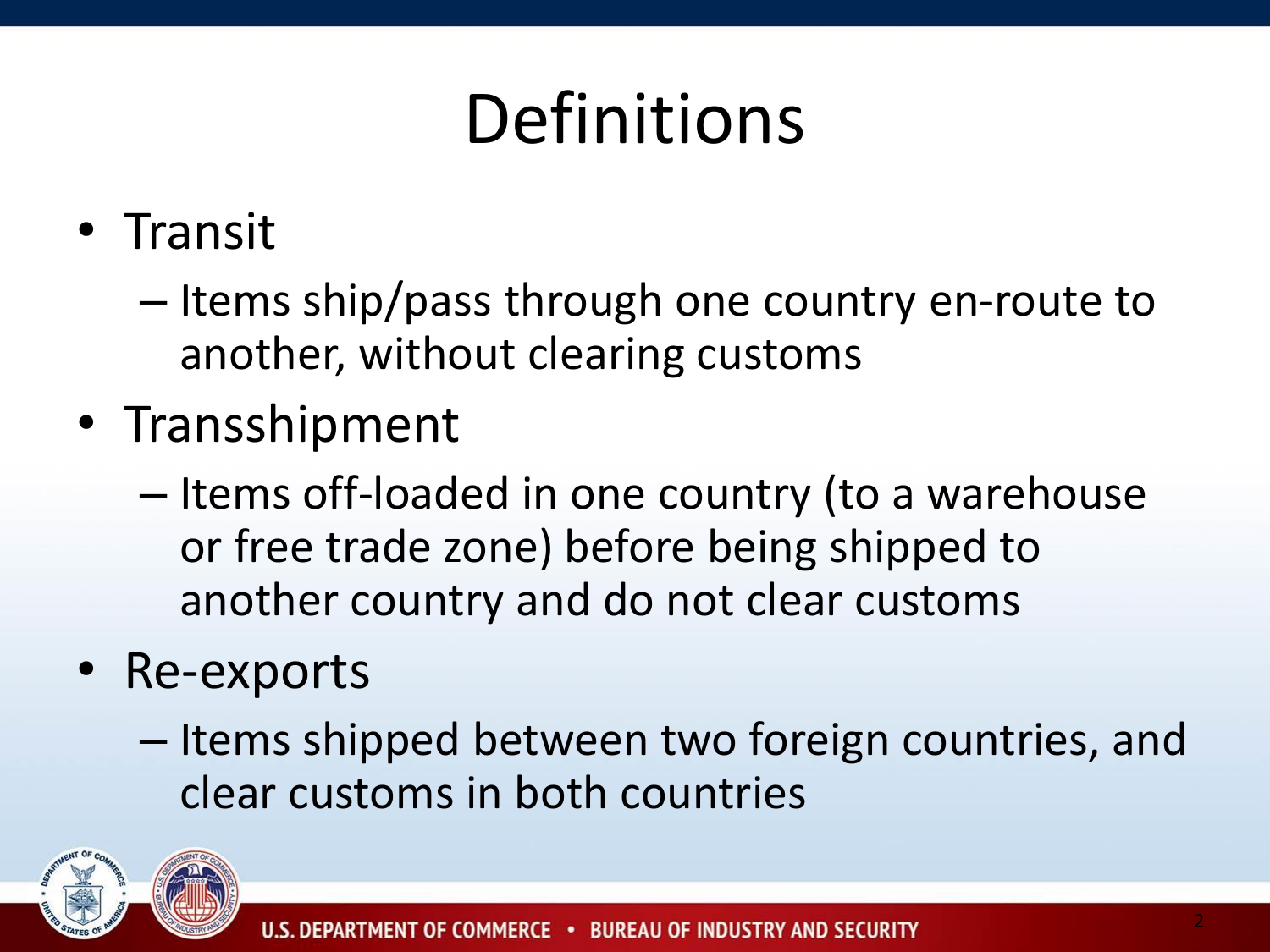# Definitions

- Transit
  - Items ship/pass through one country en-route to another, without clearing customs
- Transshipment
  - Items off-loaded in one country (to a warehouse or free trade zone) before being shipped to another country and do not clear customs
- Re-exports
  - Items shipped between two foreign countries, and clear customs in both countries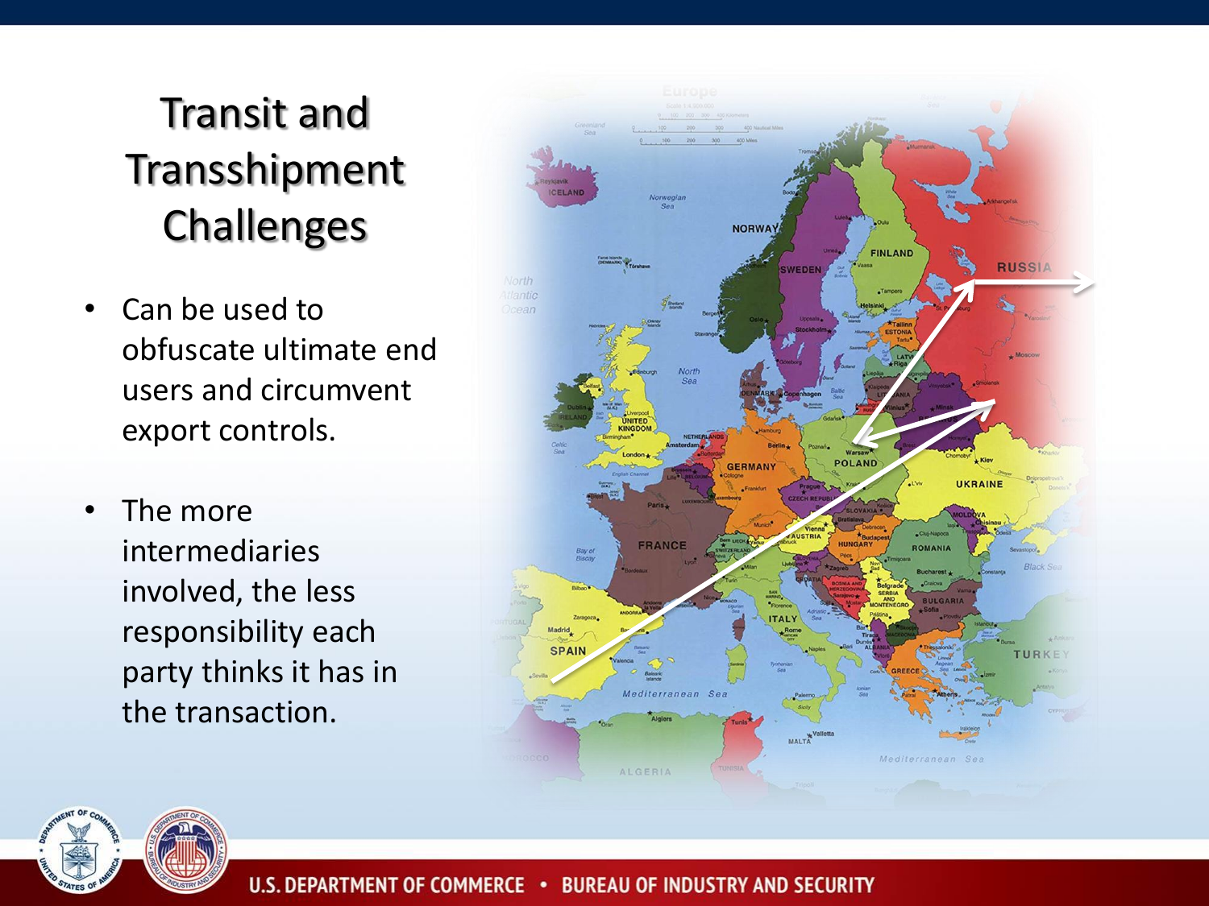# Transit and Transshipment Challenges

- Can be used to obfuscate ultimate end users and circumvent export controls.
- The more intermediaries involved, the less responsibility each party thinks it has in the transaction.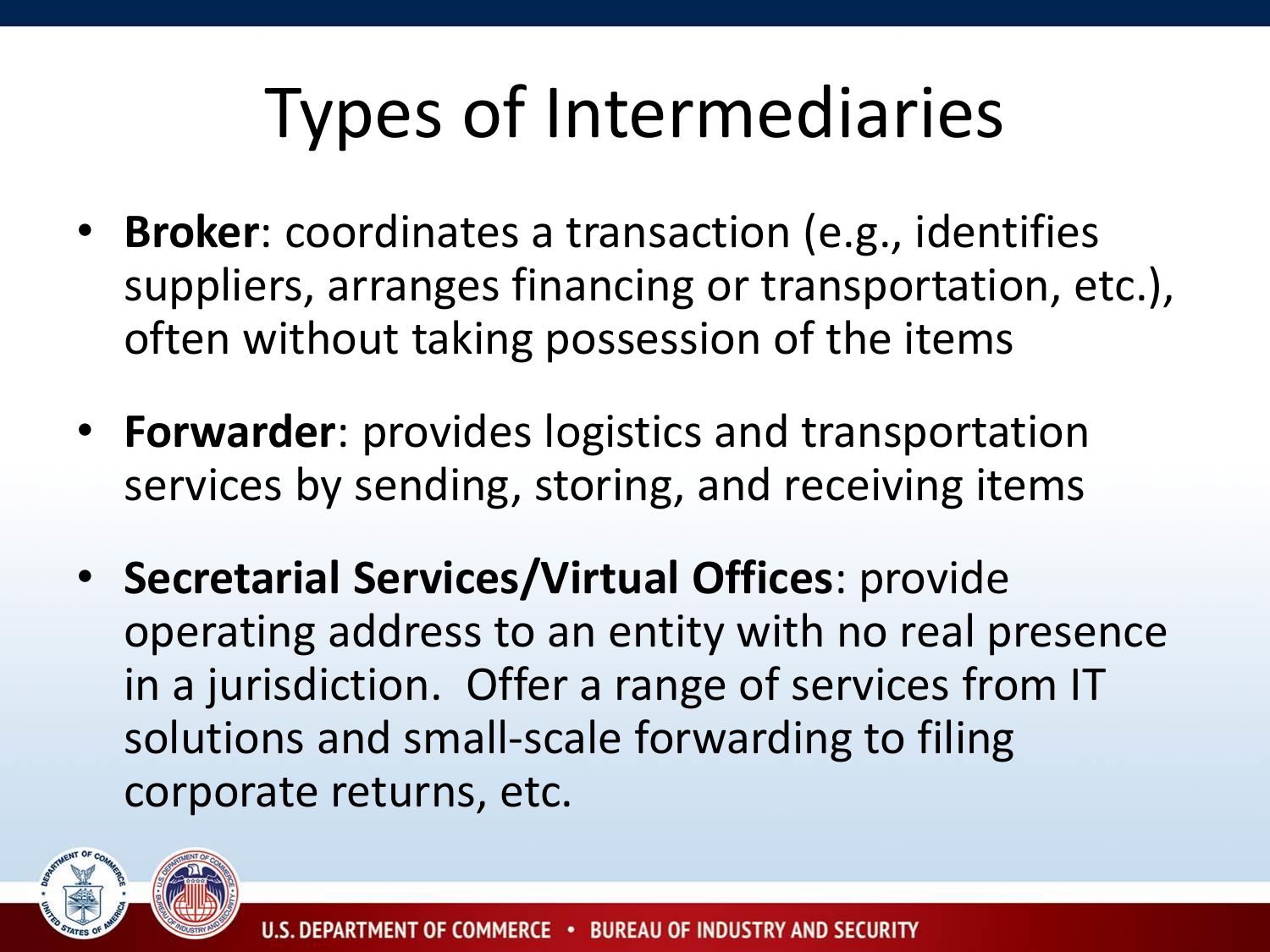# Types of Intermediaries

- **Broker**: coordinates a transaction (e.g., identifies suppliers, arranges financing or transportation, etc.), often without taking possession of the items
- **Forwarder**: provides logistics and transportation services by sending, storing, and receiving items
- **Secretarial Services/Virtual Offices**: provide operating address to an entity with no real presence in a jurisdiction. Offer a range of services from IT solutions and small-scale forwarding to filing corporate returns, etc.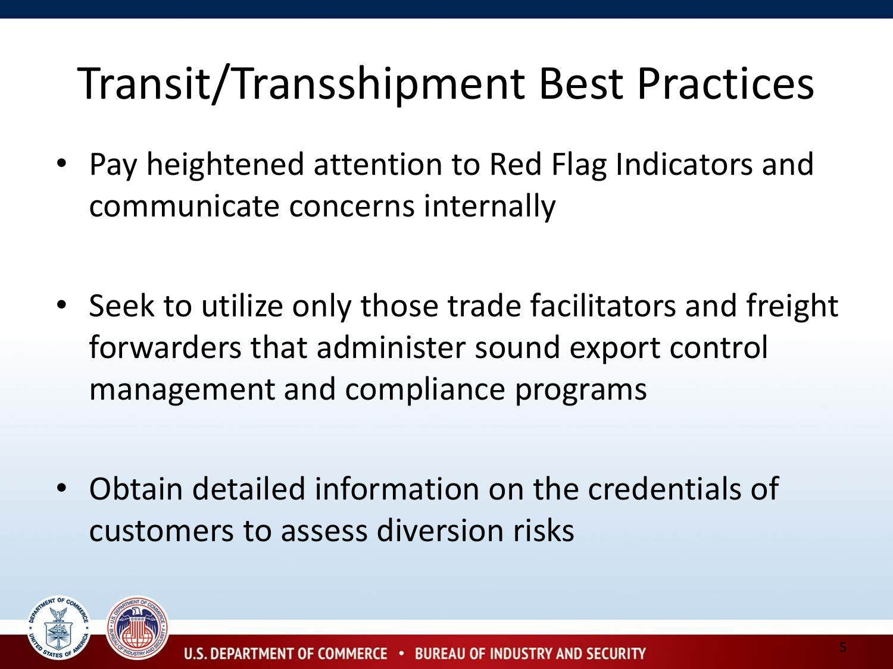# Transit/Transshipment Best Practices

- Pay heightened attention to Red Flag Indicators and communicate concerns internally
- Seek to utilize only those trade facilitators and freight forwarders that administer sound export control management and compliance programs
- Obtain detailed information on the credentials of customers to assess diversion risks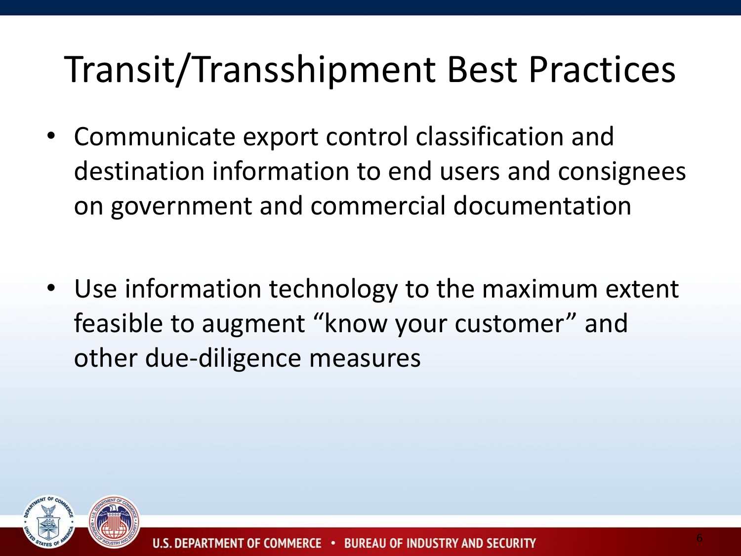# Transit/Transshipment Best Practices

- Communicate export control classification and destination information to end users and consignees on government and commercial documentation

- Use information technology to the maximum extent feasible to augment "know your customer" and other due-diligence measures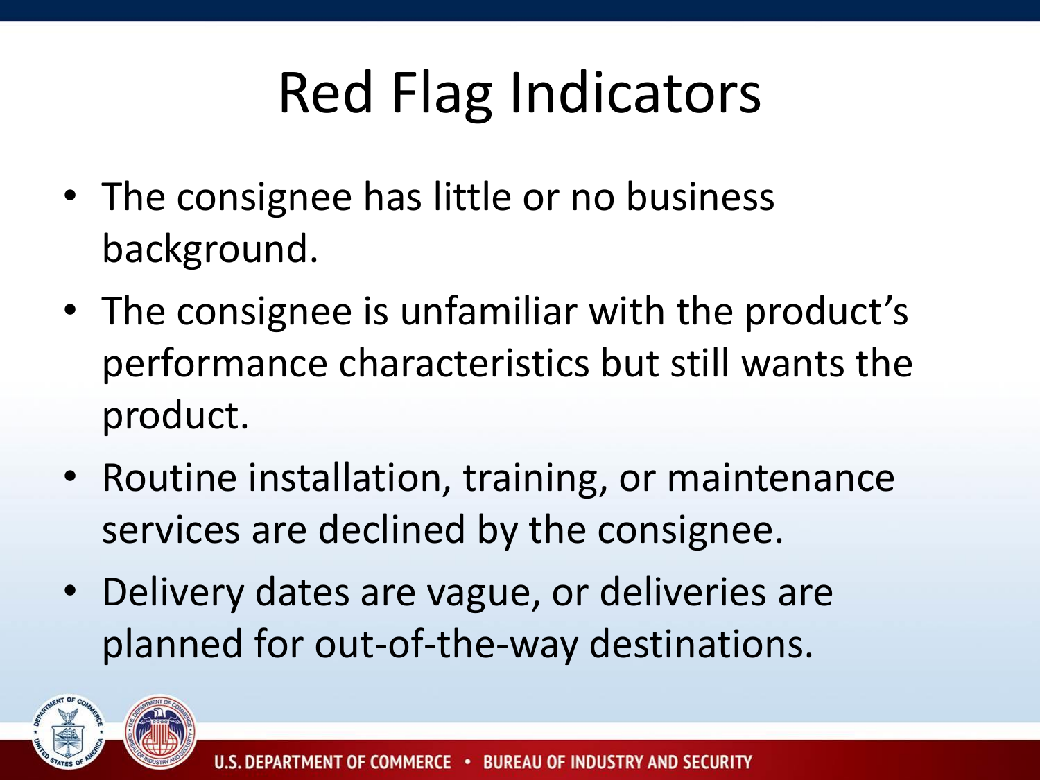# Red Flag Indicators

- The consignee has little or no business background.
- The consignee is unfamiliar with the product's performance characteristics but still wants the product.
- Routine installation, training, or maintenance services are declined by the consignee.
- Delivery dates are vague, or deliveries are planned for out-of-the-way destinations.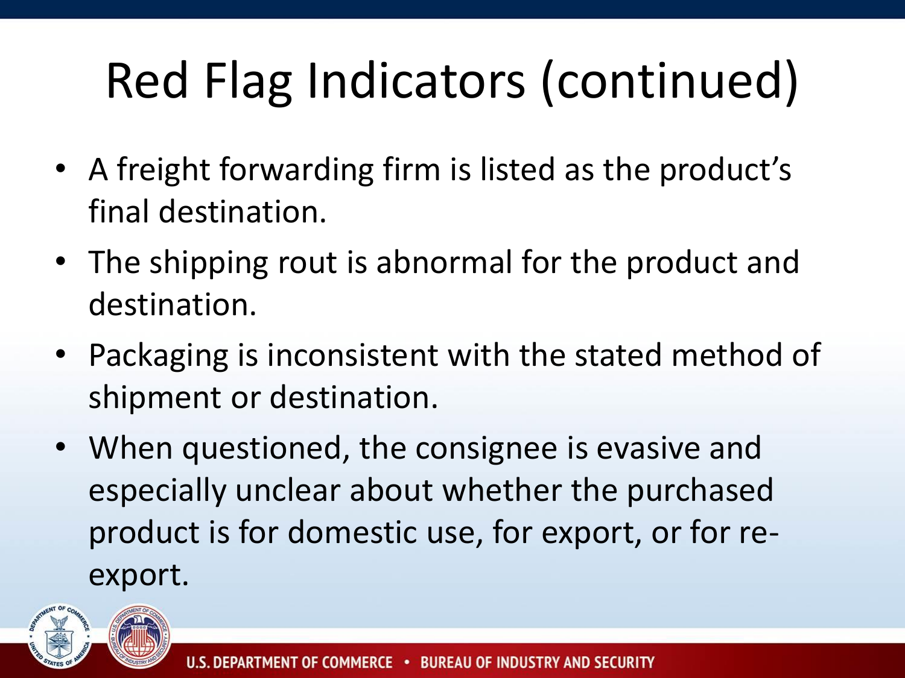# Red Flag Indicators (continued)

- A freight forwarding firm is listed as the product's final destination.
- The shipping rout is abnormal for the product and destination.
- Packaging is inconsistent with the stated method of shipment or destination.
- When questioned, the consignee is evasive and especially unclear about whether the purchased product is for domestic use, for export, or for re-export.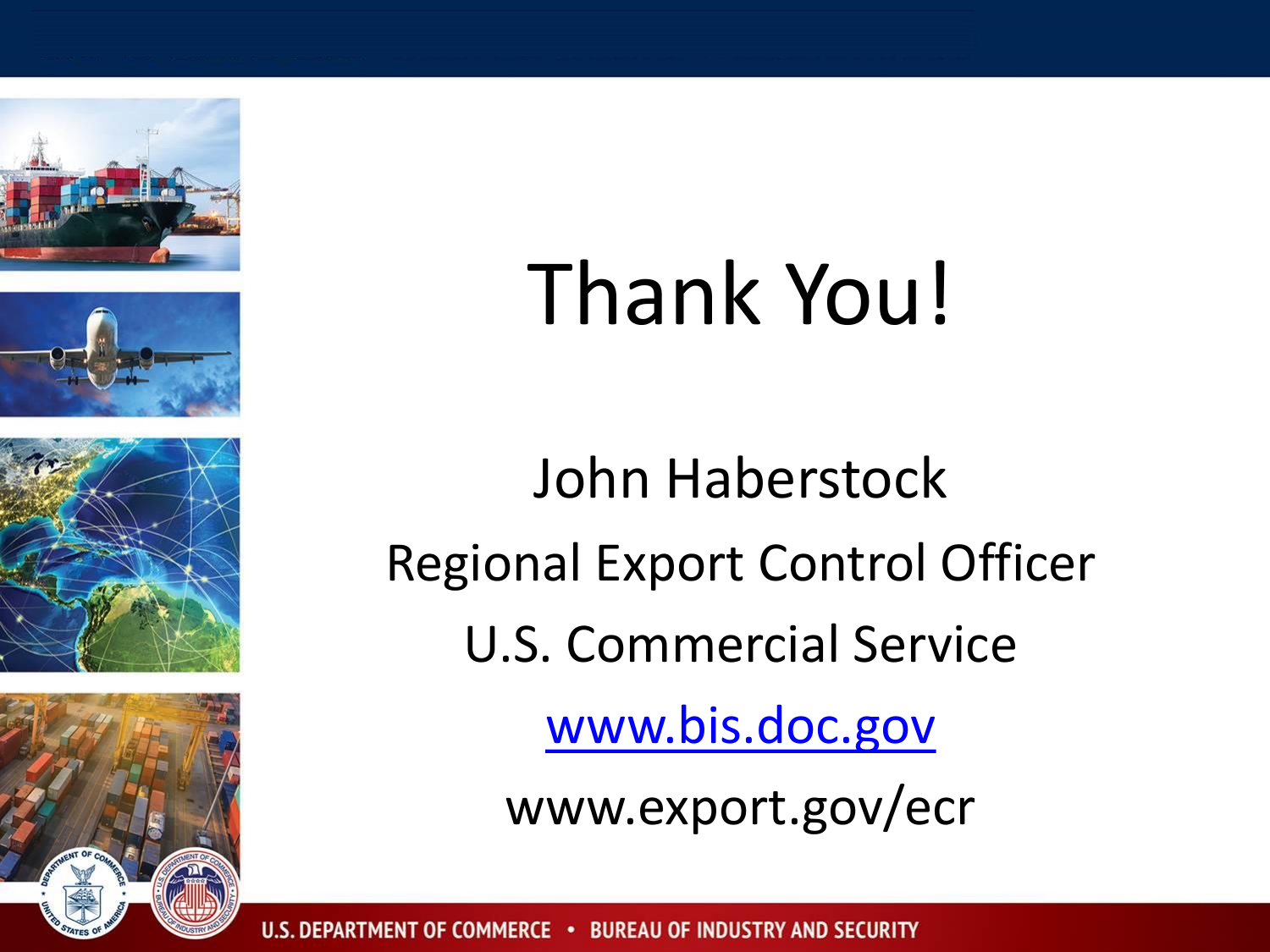# Thank You!

John Haberstock

Regional Export Control Officer

U.S. Commercial Service

www.bis.doc.gov

www.export.gov/ecr